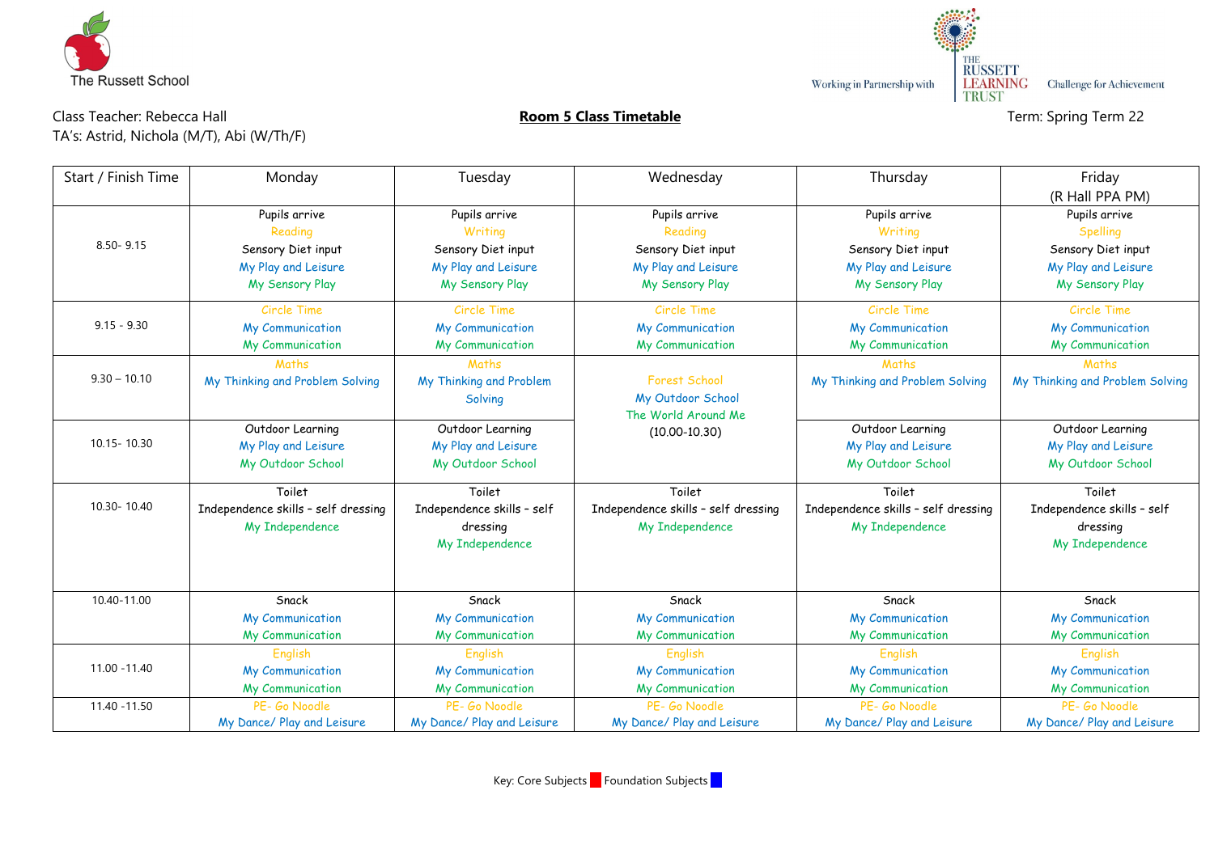The Russett School

Working in Partnership with THE RUSSETT LEARNING TRUST Challenge for Achievement

Class Teacher: Rebecca Hall
TA's: Astrid, Nichola (M/T), Abi (W/Th/F)

**Room 5 Class Timetable**

Term: Spring Term 22

| Start / Finish Time | Monday | Tuesday | Wednesday | Thursday | Friday (R Hall PPA PM) |
|---|---|---|---|---|---|
| 8.50- 9.15 | Pupils arrive<br>Reading<br>Sensory Diet input<br>My Play and Leisure<br>My Sensory Play | Pupils arrive<br>Writing<br>Sensory Diet input<br>My Play and Leisure<br>My Sensory Play | Pupils arrive<br>Reading<br>Sensory Diet input<br>My Play and Leisure<br>My Sensory Play | Pupils arrive<br>Writing<br>Sensory Diet input<br>My Play and Leisure<br>My Sensory Play | Pupils arrive<br>Spelling<br>Sensory Diet input<br>My Play and Leisure<br>My Sensory Play |
| 9.15 - 9.30 | Circle Time<br>My Communication<br>My Communication | Circle Time<br>My Communication<br>My Communication | Circle Time<br>My Communication<br>My Communication | Circle Time<br>My Communication<br>My Communication | Circle Time<br>My Communication<br>My Communication |
| 9.30 – 10.10 | Maths<br>My Thinking and Problem Solving | Maths<br>My Thinking and Problem Solving | Forest School<br>My Outdoor School<br>The World Around Me<br>(10.00-10.30) | Maths<br>My Thinking and Problem Solving | Maths<br>My Thinking and Problem Solving |
| 10.15- 10.30 | Outdoor Learning<br>My Play and Leisure<br>My Outdoor School | Outdoor Learning<br>My Play and Leisure<br>My Outdoor School | | Outdoor Learning<br>My Play and Leisure<br>My Outdoor School | Outdoor Learning<br>My Play and Leisure<br>My Outdoor School |
| 10.30- 10.40 | Toilet<br>Independence skills – self dressing<br>My Independence | Toilet<br>Independence skills – self dressing<br>My Independence | Toilet<br>Independence skills – self dressing<br>My Independence | Toilet<br>Independence skills – self dressing<br>My Independence | Toilet<br>Independence skills – self dressing<br>My Independence |
| 10.40-11.00 | Snack<br>My Communication<br>My Communication | Snack<br>My Communication<br>My Communication | Snack<br>My Communication<br>My Communication | Snack<br>My Communication<br>My Communication | Snack<br>My Communication<br>My Communication |
| 11.00 -11.40 | English<br>My Communication<br>My Communication | English<br>My Communication<br>My Communication | English<br>My Communication<br>My Communication | English<br>My Communication<br>My Communication | English<br>My Communication<br>My Communication |
| 11.40 -11.50 | PE- Go Noodle<br>My Dance/ Play and Leisure | PE- Go Noodle<br>My Dance/ Play and Leisure | PE- Go Noodle<br>My Dance/ Play and Leisure | PE- Go Noodle<br>My Dance/ Play and Leisure | PE- Go Noodle<br>My Dance/ Play and Leisure |

Key: Core Subjects ■ Foundation Subjects ■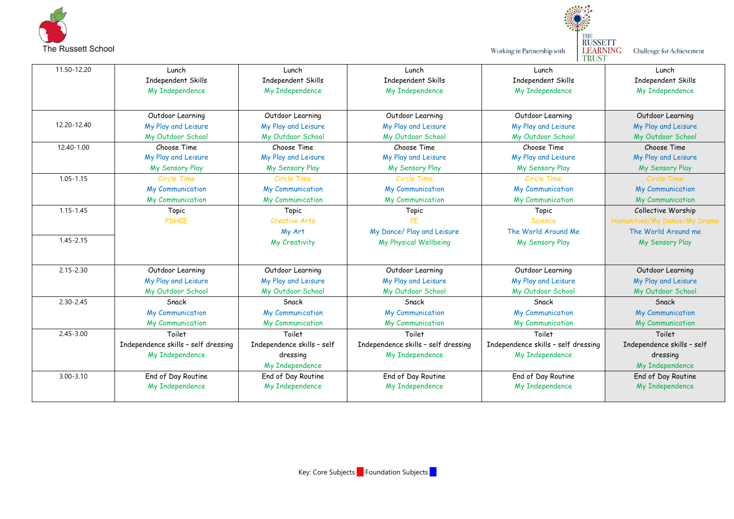The Russett School

Working in Partnership with THE RUSSETT LEARNING TRUST Challenge for Achievement

| | | | | | |
|---|---|---|---|---|---|
| 11.50-12.20 | Lunch<br>Independent Skills<br>My Independence | Lunch<br>Independent Skills<br>My Independence | Lunch<br>Independent Skills<br>My Independence | Lunch<br>Independent Skills<br>My Independence | Lunch<br>Independent Skills<br>My Independence |
| 12.20-12.40 | Outdoor Learning<br>My Play and Leisure<br>My Outdoor School | Outdoor Learning<br>My Play and Leisure<br>My Outdoor School | Outdoor Learning<br>My Play and Leisure<br>My Outdoor School | Outdoor Learning<br>My Play and Leisure<br>My Outdoor School | Outdoor Learning<br>My Play and Leisure<br>My Outdoor School |
| 12.40-1.00 | Choose Time<br>My Play and Leisure<br>My Sensory Play | Choose Time<br>My Play and Leisure<br>My Sensory Play | Choose Time<br>My Play and Leisure<br>My Sensory Play | Choose Time<br>My Play and Leisure<br>My Sensory Play | Choose Time<br>My Play and Leisure<br>My Sensory Play |
| 1.05-1.15 | Circle Time<br>My Communication<br>My Communication | Circle Time<br>My Communication<br>My Communication | Circle Time<br>My Communication<br>My Communication | Circle Time<br>My Communication<br>My Communication | Circle Time<br>My Communication<br>My Communication |
| 1.15-1.45<br><br>1.45-2.15 | Topic<br>PSHCE | Topic<br>Creative Arts<br>My Art<br>My Creativity | Topic<br>PE<br>My Dance/ Play and Leisure<br>My Physical Wellbeing | Topic<br>Science<br>The World Around Me<br>My Sensory Play | Collective Worship<br>Humanities/My Dance/My Drama<br>The World Around me<br>My Sensory Play |
| 2.15-2.30 | Outdoor Learning<br>My Play and Leisure<br>My Outdoor School | Outdoor Learning<br>My Play and Leisure<br>My Outdoor School | Outdoor Learning<br>My Play and Leisure<br>My Outdoor School | Outdoor Learning<br>My Play and Leisure<br>My Outdoor School | Outdoor Learning<br>My Play and Leisure<br>My Outdoor School |
| 2.30-2.45 | Snack<br>My Communication<br>My Communication | Snack<br>My Communication<br>My Communication | Snack<br>My Communication<br>My Communication | Snack<br>My Communication<br>My Communication | Snack<br>My Communication<br>My Communication |
| 2.45-3.00 | Toilet<br>Independence skills - self dressing<br>My Independence | Toilet<br>Independence skills - self dressing<br>My Independence | Toilet<br>Independence skills - self dressing<br>My Independence | Toilet<br>Independence skills - self dressing<br>My Independence | Toilet<br>Independence skills - self dressing<br>My Independence |
| 3.00-3.10 | End of Day Routine<br>My Independence | End of Day Routine<br>My Independence | End of Day Routine<br>My Independence | End of Day Routine<br>My Independence | End of Day Routine<br>My Independence |

Key: Core Subjects Foundation Subjects